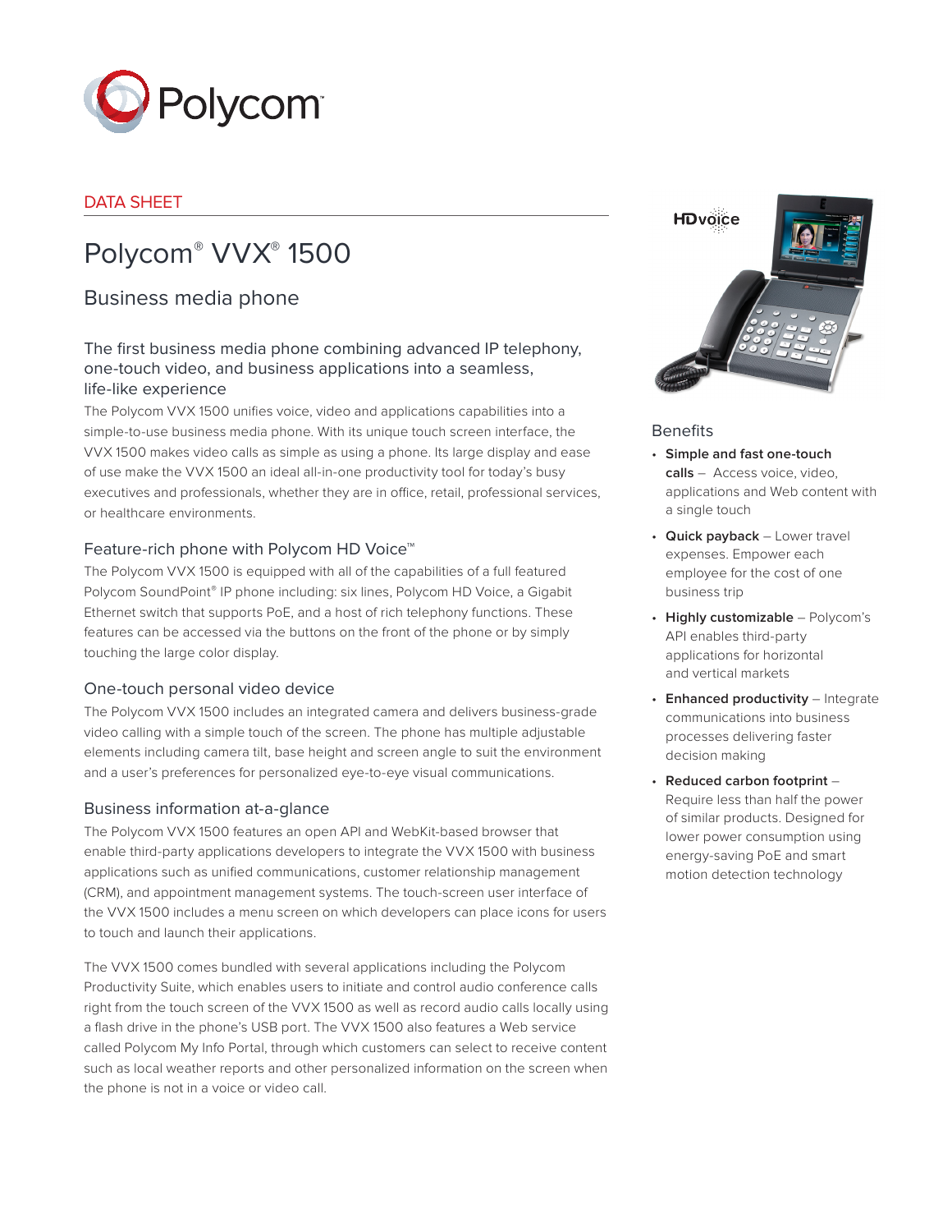DATA SHEET

# Polycom® VVX® 1500

## Business media phone

### The first business media phone combining advanced IP telephony, one-touch video, and business applications into a seamless, life-like experience

The Polycom VVX 1500 unifies voice, video and applications capabilities into a simple-to-use business media phone. With its unique touch screen interface, the VVX 1500 makes video calls as simple as using a phone. Its large display and ease of use make the VVX 1500 an ideal all-in-one productivity tool for today's busy executives and professionals, whether they are in office, retail, professional services, or healthcare environments.

### Feature-rich phone with Polycom HD Voice™

The Polycom VVX 1500 is equipped with all of the capabilities of a full featured Polycom SoundPoint® IP phone including: six lines, Polycom HD Voice, a Gigabit Ethernet switch that supports PoE, and a host of rich telephony functions. These features can be accessed via the buttons on the front of the phone or by simply touching the large color display.

### One-touch personal video device

The Polycom VVX 1500 includes an integrated camera and delivers business-grade video calling with a simple touch of the screen. The phone has multiple adjustable elements including camera tilt, base height and screen angle to suit the environment and a user's preferences for personalized eye-to-eye visual communications.

### Business information at-a-glance

The Polycom VVX 1500 features an open API and WebKit-based browser that enable third-party applications developers to integrate the VVX 1500 with business applications such as unified communications, customer relationship management (CRM), and appointment management systems. The touch-screen user interface of the VVX 1500 includes a menu screen on which developers can place icons for users to touch and launch their applications.

The VVX 1500 comes bundled with several applications including the Polycom Productivity Suite, which enables users to initiate and control audio conference calls right from the touch screen of the VVX 1500 as well as record audio calls locally using a flash drive in the phone's USB port. The VVX 1500 also features a Web service called Polycom My Info Portal, through which customers can select to receive content such as local weather reports and other personalized information on the screen when the phone is not in a voice or video call.

### Benefits

- **Simple and fast one-touch calls** – Access voice, video, applications and Web content with a single touch
- **Quick payback** – Lower travel expenses. Empower each employee for the cost of one business trip
- **Highly customizable** – Polycom's API enables third-party applications for horizontal and vertical markets
- **Enhanced productivity** – Integrate communications into business processes delivering faster decision making
- **Reduced carbon footprint** – Require less than half the power of similar products. Designed for lower power consumption using energy-saving PoE and smart motion detection technology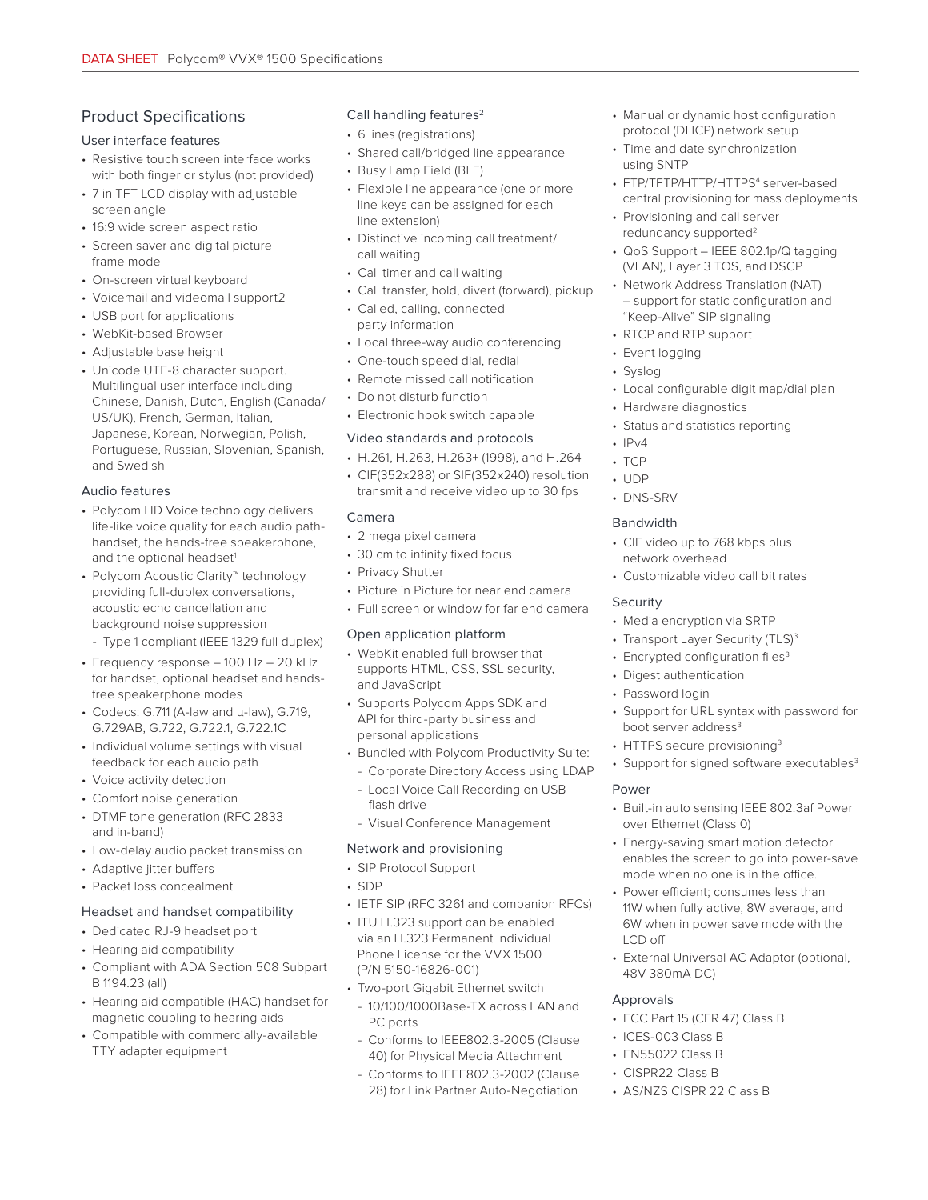## Product Specifications

### User interface features

- Resistive touch screen interface works with both finger or stylus (not provided)
- 7 in TFT LCD display with adjustable screen angle
- 16:9 wide screen aspect ratio
- Screen saver and digital picture frame mode
- On-screen virtual keyboard
- Voicemail and videomail support2
- USB port for applications
- WebKit-based Browser
- Adjustable base height
- Unicode UTF-8 character support. Multilingual user interface including Chinese, Danish, Dutch, English (Canada/US/UK), French, German, Italian, Japanese, Korean, Norwegian, Polish, Portuguese, Russian, Slovenian, Spanish, and Swedish

### Audio features

- Polycom HD Voice technology delivers life-like voice quality for each audio path-handset, the hands-free speakerphone, and the optional headset[1]
- Polycom Acoustic Clarity™ technology providing full-duplex conversations, acoustic echo cancellation and background noise suppression
  - Type 1 compliant (IEEE 1329 full duplex)
- Frequency response – 100 Hz – 20 kHz for handset, optional headset and hands-free speakerphone modes
- Codecs: G.711 (A-law and μ-law), G.719, G.729AB, G.722, G.722.1, G.722.1C
- Individual volume settings with visual feedback for each audio path
- Voice activity detection
- Comfort noise generation
- DTMF tone generation (RFC 2833 and in-band)
- Low-delay audio packet transmission
- Adaptive jitter buffers
- Packet loss concealment

### Headset and handset compatibility

- Dedicated RJ-9 headset port
- Hearing aid compatibility
- Compliant with ADA Section 508 Subpart B 1194.23 (all)
- Hearing aid compatible (HAC) handset for magnetic coupling to hearing aids
- Compatible with commercially-available TTY adapter equipment

### Call handling features[2]

- 6 lines (registrations)
- Shared call/bridged line appearance
- Busy Lamp Field (BLF)
- Flexible line appearance (one or more line keys can be assigned for each line extension)
- Distinctive incoming call treatment/call waiting
- Call timer and call waiting
- Call transfer, hold, divert (forward), pickup
- Called, calling, connected party information
- Local three-way audio conferencing
- One-touch speed dial, redial
- Remote missed call notification
- Do not disturb function
- Electronic hook switch capable

### Video standards and protocols

- H.261, H.263, H.263+ (1998), and H.264
- CIF(352x288) or SIF(352x240) resolution transmit and receive video up to 30 fps

### Camera

- 2 mega pixel camera
- 30 cm to infinity fixed focus
- Privacy Shutter
- Picture in Picture for near end camera
- Full screen or window for far end camera

### Open application platform

- WebKit enabled full browser that supports HTML, CSS, SSL security, and JavaScript
- Supports Polycom Apps SDK and API for third-party business and personal applications
- Bundled with Polycom Productivity Suite:
  - Corporate Directory Access using LDAP
  - Local Voice Call Recording on USB flash drive
  - Visual Conference Management

### Network and provisioning

- SIP Protocol Support
- SDP
- IETF SIP (RFC 3261 and companion RFCs)
- ITU H.323 support can be enabled via an H.323 Permanent Individual Phone License for the VVX 1500 (P/N 5150-16826-001)
- Two-port Gigabit Ethernet switch
  - 10/100/1000Base-TX across LAN and PC ports
  - Conforms to IEEE802.3-2005 (Clause 40) for Physical Media Attachment
  - Conforms to IEEE802.3-2002 (Clause 28) for Link Partner Auto-Negotiation
- Manual or dynamic host configuration protocol (DHCP) network setup
- Time and date synchronization using SNTP
- FTP/TFTP/HTTP/HTTPS[4] server-based central provisioning for mass deployments
- Provisioning and call server redundancy supported[2]
- QoS Support – IEEE 802.1p/Q tagging (VLAN), Layer 3 TOS, and DSCP
- Network Address Translation (NAT) – support for static configuration and "Keep-Alive" SIP signaling
- RTCP and RTP support
- Event logging
- Syslog
- Local configurable digit map/dial plan
- Hardware diagnostics
- Status and statistics reporting
- IPv4
- TCP
- UDP
- DNS-SRV

### Bandwidth

- CIF video up to 768 kbps plus network overhead
- Customizable video call bit rates

### Security

- Media encryption via SRTP
- Transport Layer Security (TLS)[3]
- Encrypted configuration files[3]
- Digest authentication
- Password login
- Support for URL syntax with password for boot server address[3]
- HTTPS secure provisioning[3]
- Support for signed software executables[3]

### Power

- Built-in auto sensing IEEE 802.3af Power over Ethernet (Class 0)
- Energy-saving smart motion detector enables the screen to go into power-save mode when no one is in the office.
- Power efficient; consumes less than 11W when fully active, 8W average, and 6W when in power save mode with the LCD off
- External Universal AC Adaptor (optional, 48V 380mA DC)

### Approvals

- FCC Part 15 (CFR 47) Class B
- ICES-003 Class B
- EN55022 Class B
- CISPR22 Class B
- AS/NZS CISPR 22 Class B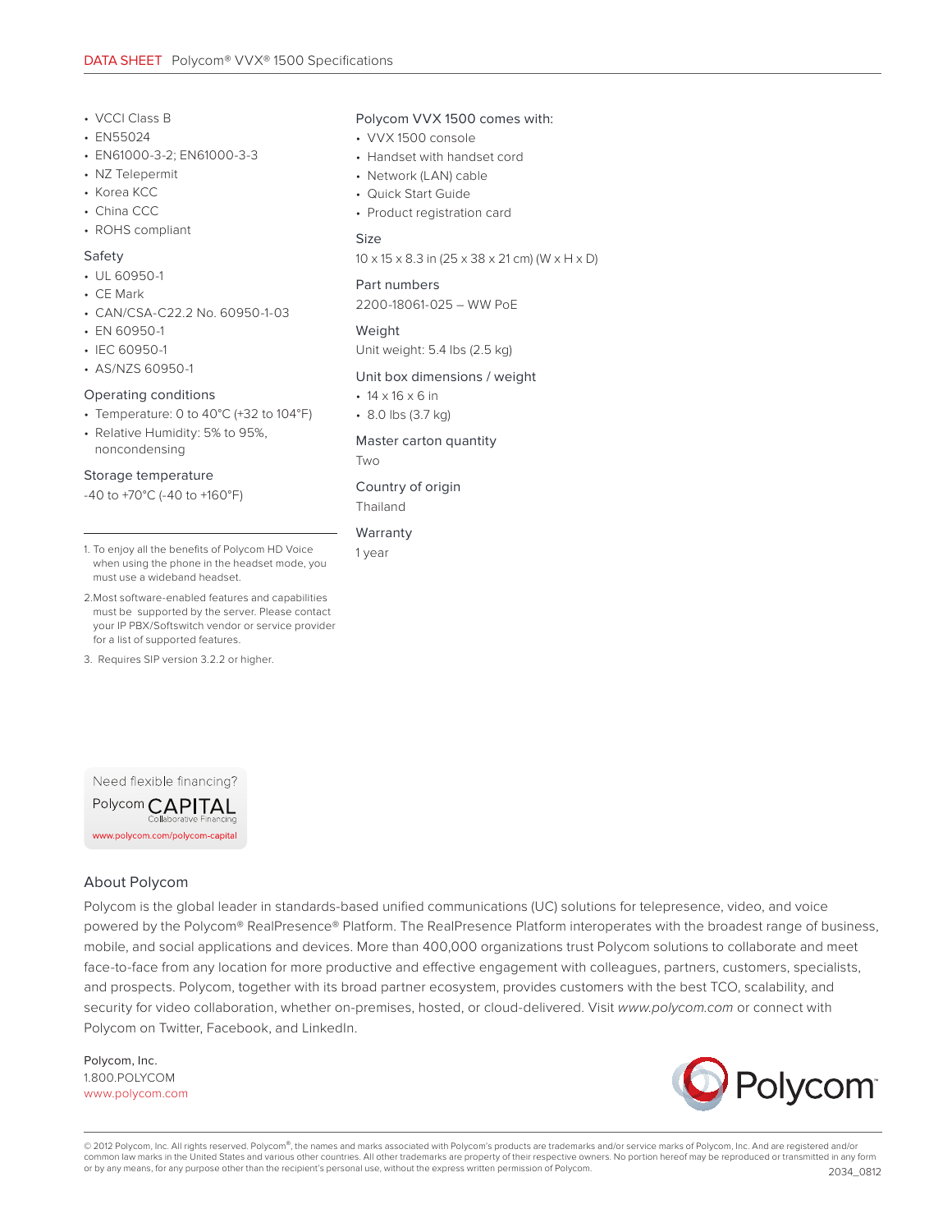- VCCI Class B
- EN55024
- EN61000-3-2; EN61000-3-3
- NZ Telepermit
- Korea KCC
- China CCC
- ROHS compliant

### Safety

- UL 60950-1
- CE Mark
- CAN/CSA-C22.2 No. 60950-1-03
- EN 60950-1
- IEC 60950-1
- AS/NZS 60950-1

### Operating conditions

- Temperature: 0 to 40°C (+32 to 104°F)
- Relative Humidity: 5% to 95%, noncondensing

### Storage temperature

-40 to +70°C (-40 to +160°F)

---

1. To enjoy all the benefits of Polycom HD Voice when using the phone in the headset mode, you must use a wideband headset.
2. Most software-enabled features and capabilities must be supported by the server. Please contact your IP PBX/Softswitch vendor or service provider for a list of supported features.
3. Requires SIP version 3.2.2 or higher.

### Polycom VVX 1500 comes with:

- VVX 1500 console
- Handset with handset cord
- Network (LAN) cable
- Quick Start Guide
- Product registration card

### Size

10 x 15 x 8.3 in (25 x 38 x 21 cm) (W x H x D)

### Part numbers

2200-18061-025 – WW PoE

### Weight

Unit weight: 5.4 lbs (2.5 kg)

### Unit box dimensions / weight

- 14 x 16 x 6 in
- 8.0 lbs (3.7 kg)

### Master carton quantity

Two

### Country of origin

Thailand

### Warranty

1 year

Need flexible financing?
Polycom CAPITAL
Collaborative Financing
www.polycom.com/polycom-capital

## About Polycom

Polycom is the global leader in standards-based unified communications (UC) solutions for telepresence, video, and voice powered by the Polycom® RealPresence® Platform. The RealPresence Platform interoperates with the broadest range of business, mobile, and social applications and devices. More than 400,000 organizations trust Polycom solutions to collaborate and meet face-to-face from any location for more productive and effective engagement with colleagues, partners, customers, specialists, and prospects. Polycom, together with its broad partner ecosystem, provides customers with the best TCO, scalability, and security for video collaboration, whether on-premises, hosted, or cloud-delivered. Visit *www.polycom.com* or connect with Polycom on Twitter, Facebook, and LinkedIn.

Polycom, Inc.
1.800.POLYCOM
www.polycom.com

Polycom

© 2012 Polycom, Inc. All rights reserved. Polycom®, the names and marks associated with Polycom's products are trademarks and/or service marks of Polycom, Inc. And are registered and/or common law marks in the United States and various other countries. All other trademarks are property of their respective owners. No portion hereof may be reproduced or transmitted in any form or by any means, for any purpose other than the recipient's personal use, without the express written permission of Polycom.

2034_0812